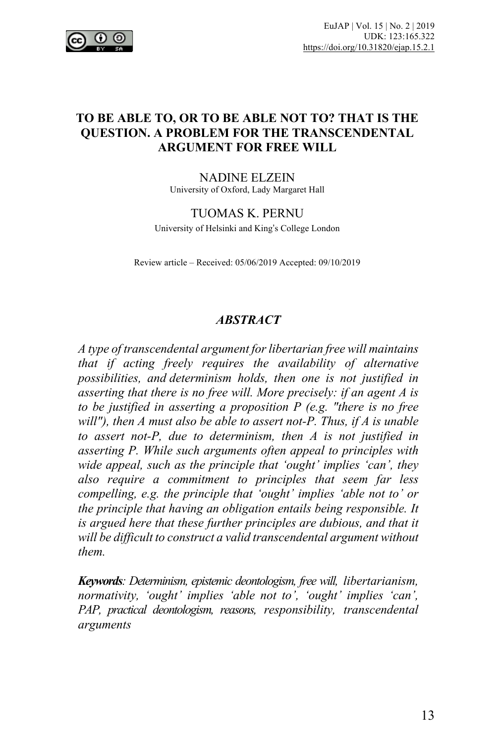# TO BE ABLE TO, OR TO BE ABLE NOT TO? THAT IS THE QUESTION. A PROBLEM FOR THE TRANSCENDENTAL ARGUMENT FOR FREE WILL

NADINE ELZEIN
University of Oxford, Lady Margaret Hall

TUOMAS K. PERNU
University of Helsinki and King's College London

Review article – Received: 05/06/2019 Accepted: 09/10/2019

## *ABSTRACT*

*A type of transcendental argument for libertarian free will maintains that if acting freely requires the availability of alternative possibilities, and determinism holds, then one is not justified in asserting that there is no free will. More precisely: if an agent A is to be justified in asserting a proposition P (e.g. "there is no free will"), then A must also be able to assert not-P. Thus, if A is unable to assert not-P, due to determinism, then A is not justified in asserting P. While such arguments often appeal to principles with wide appeal, such as the principle that 'ought' implies 'can', they also require a commitment to principles that seem far less compelling, e.g. the principle that 'ought' implies 'able not to' or the principle that having an obligation entails being responsible. It is argued here that these further principles are dubious, and that it will be difficult to construct a valid transcendental argument without them.*

***Keywords**: Determinism, epistemic deontologism, free will, libertarianism, normativity, 'ought' implies 'able not to', 'ought' implies 'can', PAP, practical deontologism, reasons, responsibility, transcendental arguments*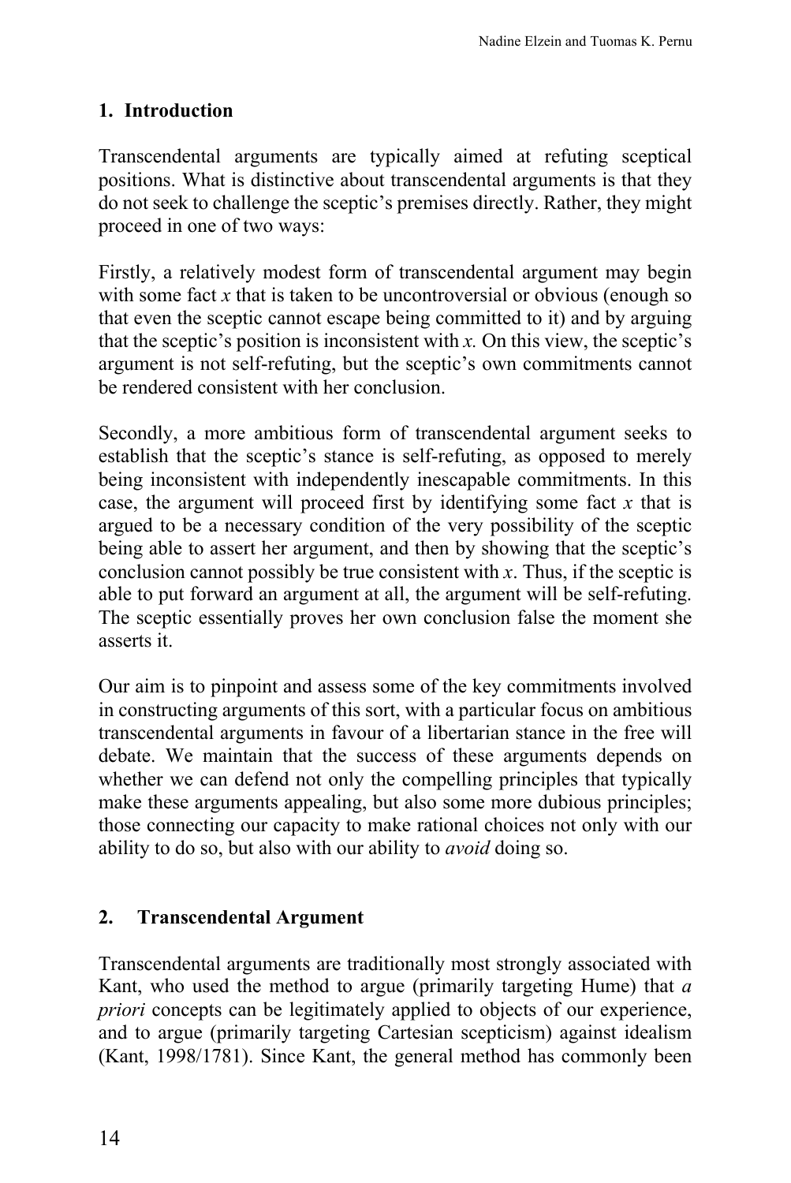## 1. Introduction

Transcendental arguments are typically aimed at refuting sceptical positions. What is distinctive about transcendental arguments is that they do not seek to challenge the sceptic's premises directly. Rather, they might proceed in one of two ways:

Firstly, a relatively modest form of transcendental argument may begin with some fact *x* that is taken to be uncontroversial or obvious (enough so that even the sceptic cannot escape being committed to it) and by arguing that the sceptic's position is inconsistent with *x.* On this view, the sceptic's argument is not self-refuting, but the sceptic's own commitments cannot be rendered consistent with her conclusion.

Secondly, a more ambitious form of transcendental argument seeks to establish that the sceptic's stance is self-refuting, as opposed to merely being inconsistent with independently inescapable commitments. In this case, the argument will proceed first by identifying some fact *x* that is argued to be a necessary condition of the very possibility of the sceptic being able to assert her argument, and then by showing that the sceptic's conclusion cannot possibly be true consistent with *x*. Thus, if the sceptic is able to put forward an argument at all, the argument will be self-refuting. The sceptic essentially proves her own conclusion false the moment she asserts it.

Our aim is to pinpoint and assess some of the key commitments involved in constructing arguments of this sort, with a particular focus on ambitious transcendental arguments in favour of a libertarian stance in the free will debate. We maintain that the success of these arguments depends on whether we can defend not only the compelling principles that typically make these arguments appealing, but also some more dubious principles; those connecting our capacity to make rational choices not only with our ability to do so, but also with our ability to *avoid* doing so.

## 2. Transcendental Argument

Transcendental arguments are traditionally most strongly associated with Kant, who used the method to argue (primarily targeting Hume) that *a priori* concepts can be legitimately applied to objects of our experience, and to argue (primarily targeting Cartesian scepticism) against idealism (Kant, 1998/1781). Since Kant, the general method has commonly been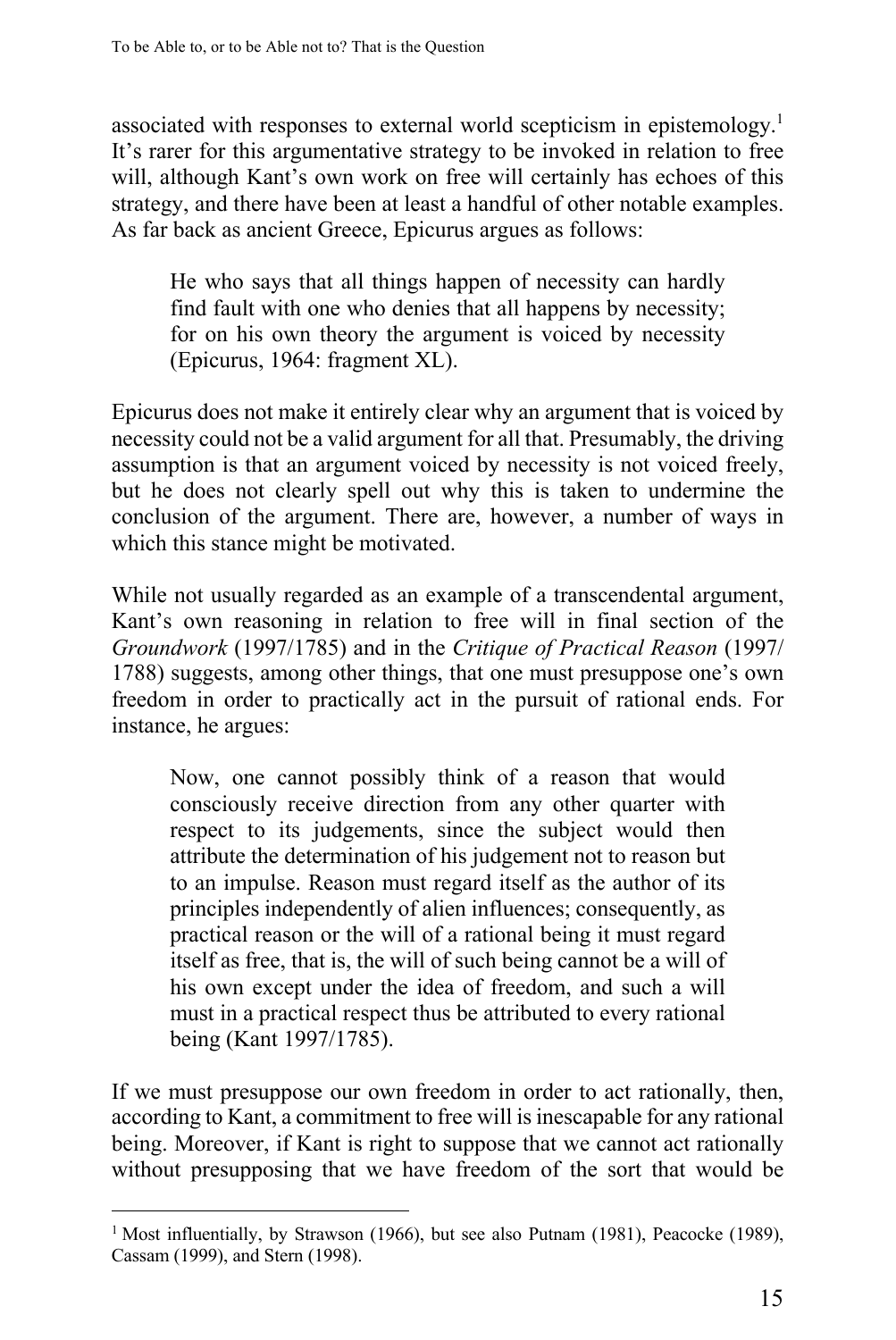associated with responses to external world scepticism in epistemology.[1] It's rarer for this argumentative strategy to be invoked in relation to free will, although Kant's own work on free will certainly has echoes of this strategy, and there have been at least a handful of other notable examples. As far back as ancient Greece, Epicurus argues as follows:

> He who says that all things happen of necessity can hardly find fault with one who denies that all happens by necessity; for on his own theory the argument is voiced by necessity (Epicurus, 1964: fragment XL).

Epicurus does not make it entirely clear why an argument that is voiced by necessity could not be a valid argument for all that. Presumably, the driving assumption is that an argument voiced by necessity is not voiced freely, but he does not clearly spell out why this is taken to undermine the conclusion of the argument. There are, however, a number of ways in which this stance might be motivated.

While not usually regarded as an example of a transcendental argument, Kant's own reasoning in relation to free will in final section of the *Groundwork* (1997/1785) and in the *Critique of Practical Reason* (1997/1788) suggests, among other things, that one must presuppose one's own freedom in order to practically act in the pursuit of rational ends. For instance, he argues:

> Now, one cannot possibly think of a reason that would consciously receive direction from any other quarter with respect to its judgements, since the subject would then attribute the determination of his judgement not to reason but to an impulse. Reason must regard itself as the author of its principles independently of alien influences; consequently, as practical reason or the will of a rational being it must regard itself as free, that is, the will of such being cannot be a will of his own except under the idea of freedom, and such a will must in a practical respect thus be attributed to every rational being (Kant 1997/1785).

If we must presuppose our own freedom in order to act rationally, then, according to Kant, a commitment to free will is inescapable for any rational being. Moreover, if Kant is right to suppose that we cannot act rationally without presupposing that we have freedom of the sort that would be

[1] Most influentially, by Strawson (1966), but see also Putnam (1981), Peacocke (1989), Cassam (1999), and Stern (1998).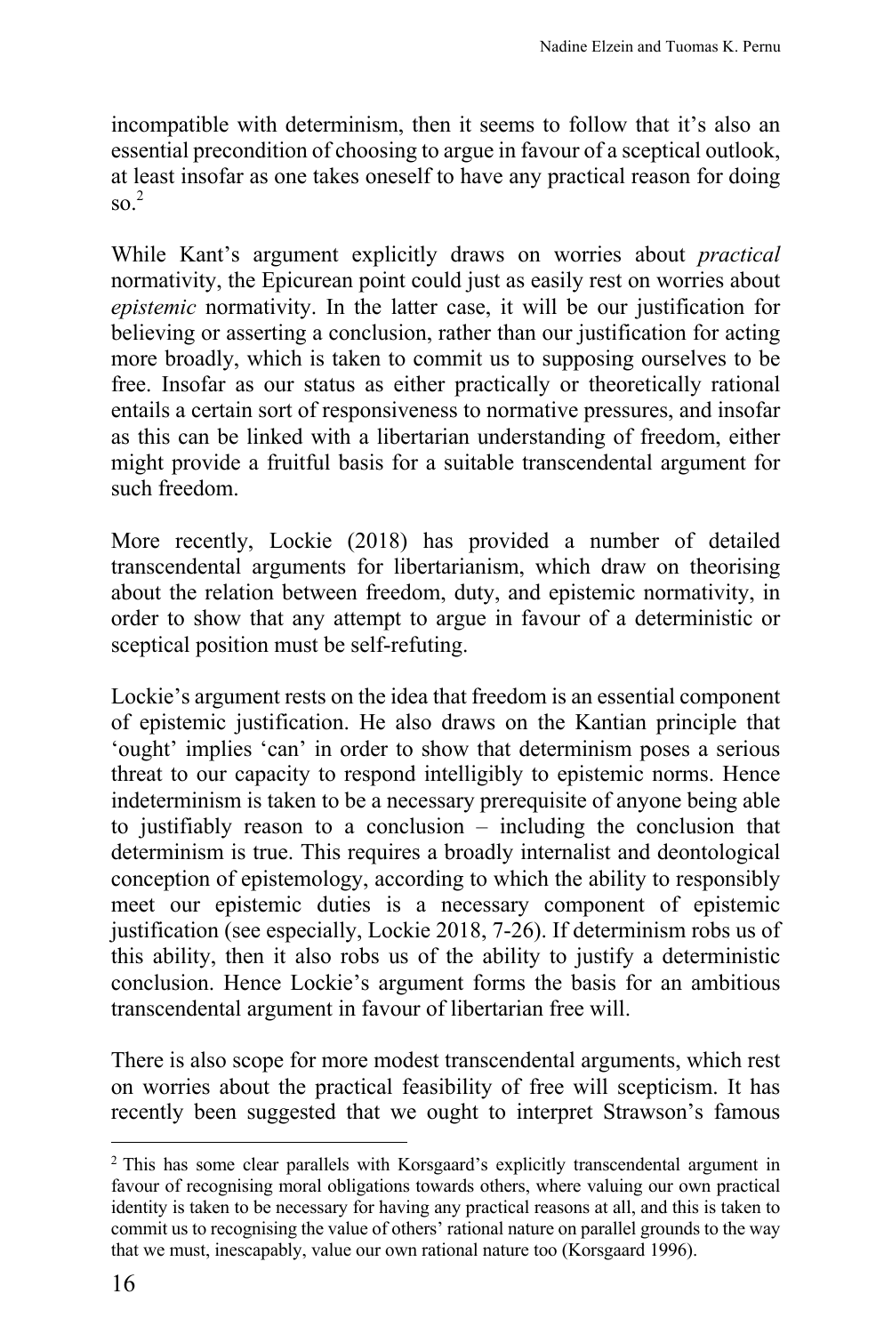incompatible with determinism, then it seems to follow that it's also an essential precondition of choosing to argue in favour of a sceptical outlook, at least insofar as one takes oneself to have any practical reason for doing so.[2]

While Kant's argument explicitly draws on worries about *practical* normativity, the Epicurean point could just as easily rest on worries about *epistemic* normativity. In the latter case, it will be our justification for believing or asserting a conclusion, rather than our justification for acting more broadly, which is taken to commit us to supposing ourselves to be free. Insofar as our status as either practically or theoretically rational entails a certain sort of responsiveness to normative pressures, and insofar as this can be linked with a libertarian understanding of freedom, either might provide a fruitful basis for a suitable transcendental argument for such freedom.

More recently, Lockie (2018) has provided a number of detailed transcendental arguments for libertarianism, which draw on theorising about the relation between freedom, duty, and epistemic normativity, in order to show that any attempt to argue in favour of a deterministic or sceptical position must be self-refuting.

Lockie's argument rests on the idea that freedom is an essential component of epistemic justification. He also draws on the Kantian principle that 'ought' implies 'can' in order to show that determinism poses a serious threat to our capacity to respond intelligibly to epistemic norms. Hence indeterminism is taken to be a necessary prerequisite of anyone being able to justifiably reason to a conclusion – including the conclusion that determinism is true. This requires a broadly internalist and deontological conception of epistemology, according to which the ability to responsibly meet our epistemic duties is a necessary component of epistemic justification (see especially, Lockie 2018, 7-26). If determinism robs us of this ability, then it also robs us of the ability to justify a deterministic conclusion. Hence Lockie's argument forms the basis for an ambitious transcendental argument in favour of libertarian free will.

There is also scope for more modest transcendental arguments, which rest on worries about the practical feasibility of free will scepticism. It has recently been suggested that we ought to interpret Strawson's famous

[2] This has some clear parallels with Korsgaard's explicitly transcendental argument in favour of recognising moral obligations towards others, where valuing our own practical identity is taken to be necessary for having any practical reasons at all, and this is taken to commit us to recognising the value of others' rational nature on parallel grounds to the way that we must, inescapably, value our own rational nature too (Korsgaard 1996).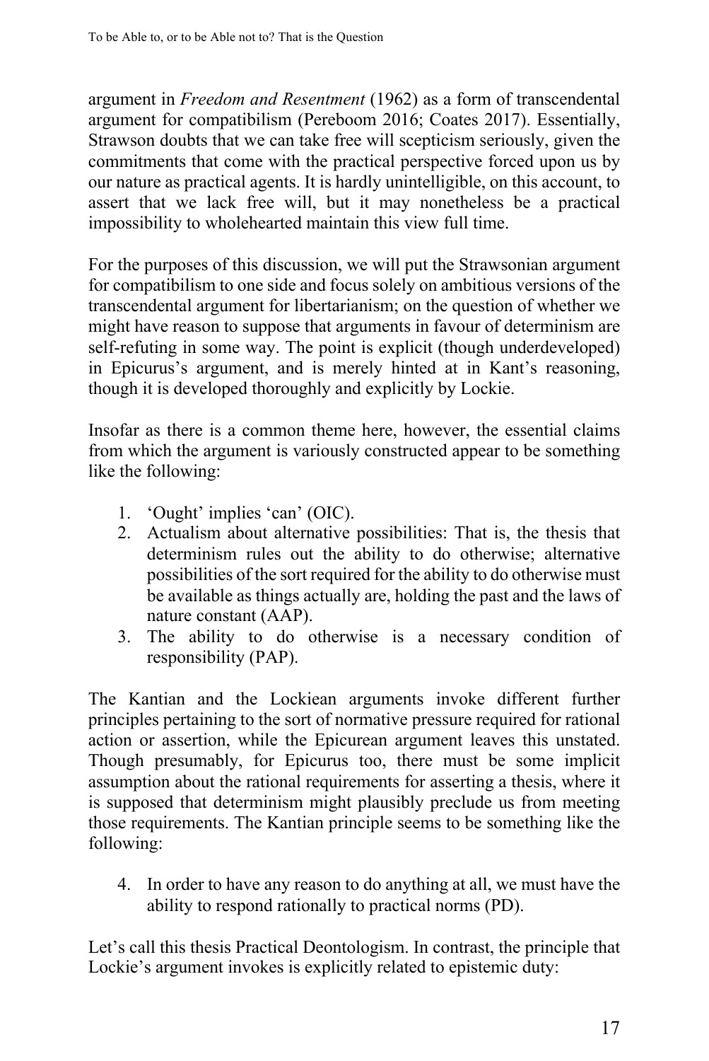argument in *Freedom and Resentment* (1962) as a form of transcendental argument for compatibilism (Pereboom 2016; Coates 2017). Essentially, Strawson doubts that we can take free will scepticism seriously, given the commitments that come with the practical perspective forced upon us by our nature as practical agents. It is hardly unintelligible, on this account, to assert that we lack free will, but it may nonetheless be a practical impossibility to wholehearted maintain this view full time.

For the purposes of this discussion, we will put the Strawsonian argument for compatibilism to one side and focus solely on ambitious versions of the transcendental argument for libertarianism; on the question of whether we might have reason to suppose that arguments in favour of determinism are self-refuting in some way. The point is explicit (though underdeveloped) in Epicurus's argument, and is merely hinted at in Kant's reasoning, though it is developed thoroughly and explicitly by Lockie.

Insofar as there is a common theme here, however, the essential claims from which the argument is variously constructed appear to be something like the following:

1. 'Ought' implies 'can' (OIC).
2. Actualism about alternative possibilities: That is, the thesis that determinism rules out the ability to do otherwise; alternative possibilities of the sort required for the ability to do otherwise must be available as things actually are, holding the past and the laws of nature constant (AAP).
3. The ability to do otherwise is a necessary condition of responsibility (PAP).

The Kantian and the Lockiean arguments invoke different further principles pertaining to the sort of normative pressure required for rational action or assertion, while the Epicurean argument leaves this unstated. Though presumably, for Epicurus too, there must be some implicit assumption about the rational requirements for asserting a thesis, where it is supposed that determinism might plausibly preclude us from meeting those requirements. The Kantian principle seems to be something like the following:

4. In order to have any reason to do anything at all, we must have the ability to respond rationally to practical norms (PD).

Let's call this thesis Practical Deontologism. In contrast, the principle that Lockie's argument invokes is explicitly related to epistemic duty: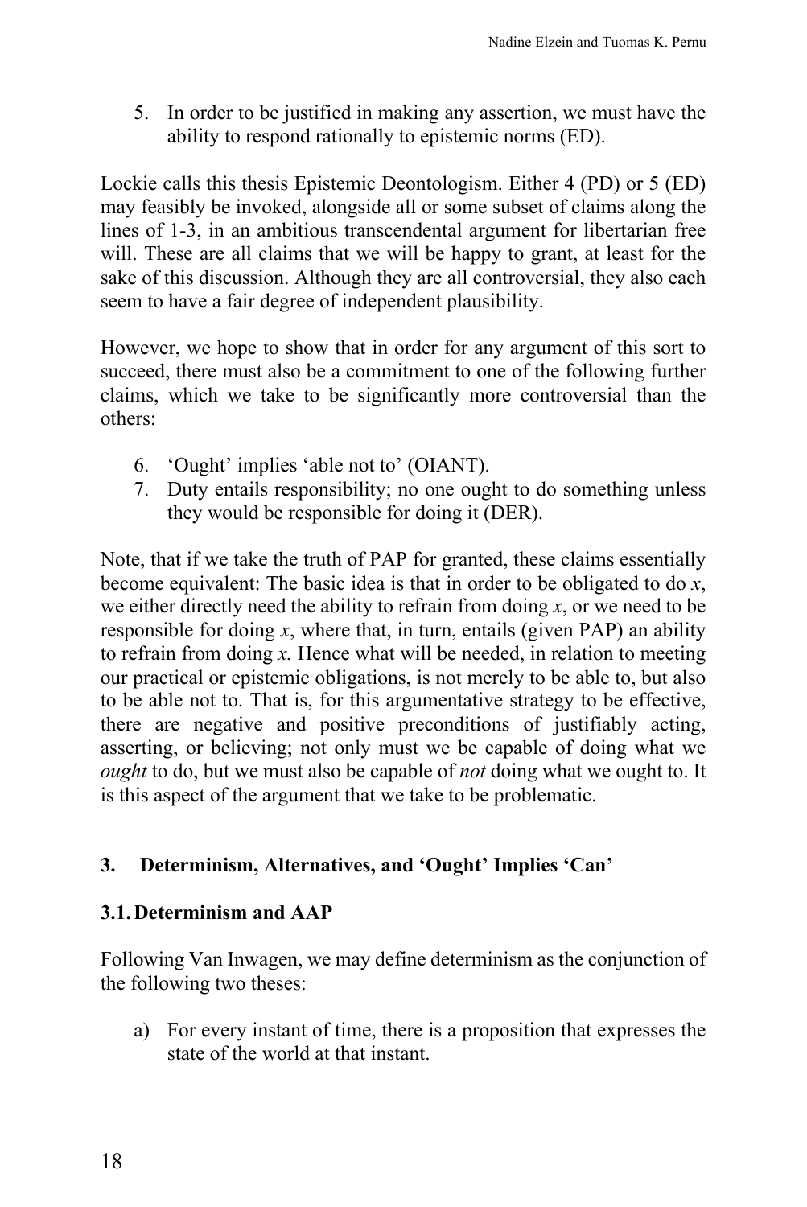5. In order to be justified in making any assertion, we must have the ability to respond rationally to epistemic norms (ED).

Lockie calls this thesis Epistemic Deontologism. Either 4 (PD) or 5 (ED) may feasibly be invoked, alongside all or some subset of claims along the lines of 1-3, in an ambitious transcendental argument for libertarian free will. These are all claims that we will be happy to grant, at least for the sake of this discussion. Although they are all controversial, they also each seem to have a fair degree of independent plausibility.

However, we hope to show that in order for any argument of this sort to succeed, there must also be a commitment to one of the following further claims, which we take to be significantly more controversial than the others:

6. 'Ought' implies 'able not to' (OIANT).
7. Duty entails responsibility; no one ought to do something unless they would be responsible for doing it (DER).

Note, that if we take the truth of PAP for granted, these claims essentially become equivalent: The basic idea is that in order to be obligated to do *x*, we either directly need the ability to refrain from doing *x*, or we need to be responsible for doing *x*, where that, in turn, entails (given PAP) an ability to refrain from doing *x.* Hence what will be needed, in relation to meeting our practical or epistemic obligations, is not merely to be able to, but also to be able not to. That is, for this argumentative strategy to be effective, there are negative and positive preconditions of justifiably acting, asserting, or believing; not only must we be capable of doing what we *ought* to do, but we must also be capable of *not* doing what we ought to. It is this aspect of the argument that we take to be problematic.

## 3. Determinism, Alternatives, and 'Ought' Implies 'Can'

### 3.1. Determinism and AAP

Following Van Inwagen, we may define determinism as the conjunction of the following two theses:

a) For every instant of time, there is a proposition that expresses the state of the world at that instant.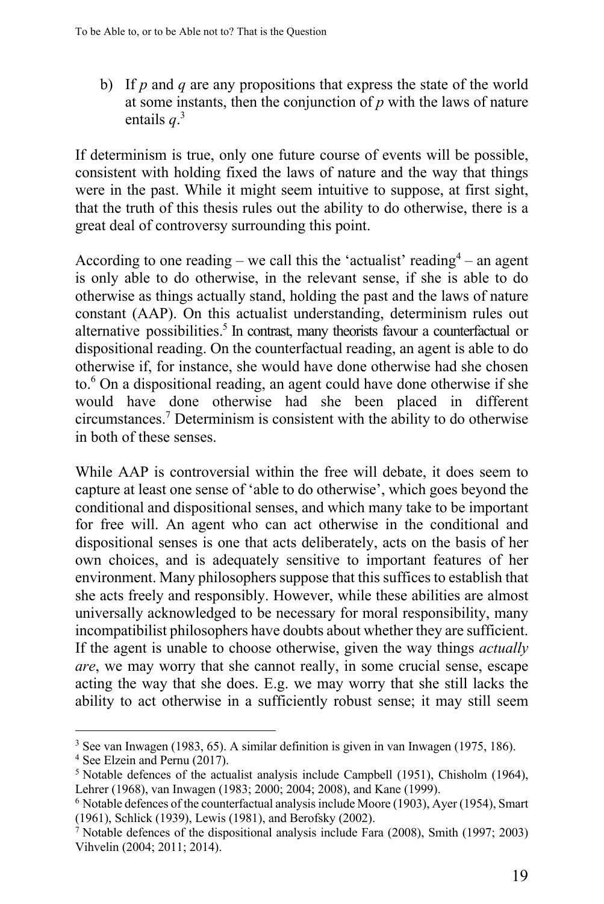b) If *p* and *q* are any propositions that express the state of the world at some instants, then the conjunction of *p* with the laws of nature entails *q*.[3]

If determinism is true, only one future course of events will be possible, consistent with holding fixed the laws of nature and the way that things were in the past. While it might seem intuitive to suppose, at first sight, that the truth of this thesis rules out the ability to do otherwise, there is a great deal of controversy surrounding this point.

According to one reading – we call this the 'actualist' reading[4] – an agent is only able to do otherwise, in the relevant sense, if she is able to do otherwise as things actually stand, holding the past and the laws of nature constant (AAP). On this actualist understanding, determinism rules out alternative possibilities.[5] In contrast, many theorists favour a counterfactual or dispositional reading. On the counterfactual reading, an agent is able to do otherwise if, for instance, she would have done otherwise had she chosen to.[6] On a dispositional reading, an agent could have done otherwise if she would have done otherwise had she been placed in different circumstances.[7] Determinism is consistent with the ability to do otherwise in both of these senses.

While AAP is controversial within the free will debate, it does seem to capture at least one sense of 'able to do otherwise', which goes beyond the conditional and dispositional senses, and which many take to be important for free will. An agent who can act otherwise in the conditional and dispositional senses is one that acts deliberately, acts on the basis of her own choices, and is adequately sensitive to important features of her environment. Many philosophers suppose that this suffices to establish that she acts freely and responsibly. However, while these abilities are almost universally acknowledged to be necessary for moral responsibility, many incompatibilist philosophers have doubts about whether they are sufficient. If the agent is unable to choose otherwise, given the way things *actually are*, we may worry that she cannot really, in some crucial sense, escape acting the way that she does. E.g. we may worry that she still lacks the ability to act otherwise in a sufficiently robust sense; it may still seem

---

[3] See van Inwagen (1983, 65). A similar definition is given in van Inwagen (1975, 186).

[4] See Elzein and Pernu (2017).

[5] Notable defences of the actualist analysis include Campbell (1951), Chisholm (1964), Lehrer (1968), van Inwagen (1983; 2000; 2004; 2008), and Kane (1999).

[6] Notable defences of the counterfactual analysis include Moore (1903), Ayer (1954), Smart (1961), Schlick (1939), Lewis (1981), and Berofsky (2002).

[7] Notable defences of the dispositional analysis include Fara (2008), Smith (1997; 2003) Vihvelin (2004; 2011; 2014).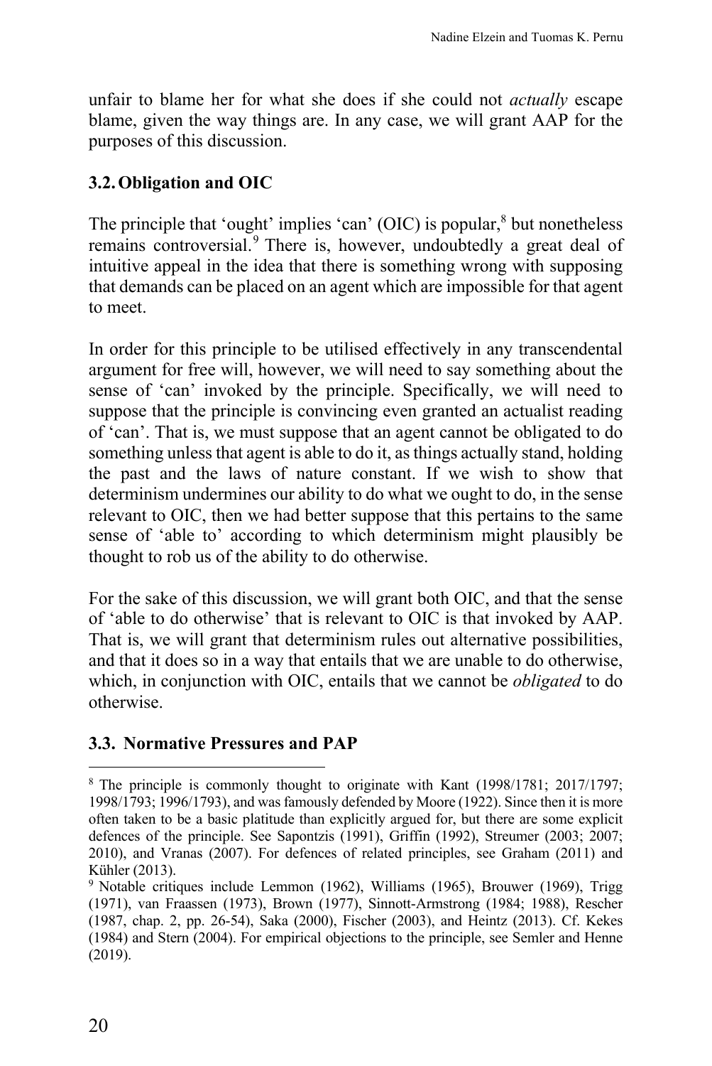unfair to blame her for what she does if she could not *actually* escape blame, given the way things are. In any case, we will grant AAP for the purposes of this discussion.

### 3.2. Obligation and OIC

The principle that 'ought' implies 'can' (OIC) is popular,[8] but nonetheless remains controversial.[9] There is, however, undoubtedly a great deal of intuitive appeal in the idea that there is something wrong with supposing that demands can be placed on an agent which are impossible for that agent to meet.

In order for this principle to be utilised effectively in any transcendental argument for free will, however, we will need to say something about the sense of 'can' invoked by the principle. Specifically, we will need to suppose that the principle is convincing even granted an actualist reading of 'can'. That is, we must suppose that an agent cannot be obligated to do something unless that agent is able to do it, as things actually stand, holding the past and the laws of nature constant. If we wish to show that determinism undermines our ability to do what we ought to do, in the sense relevant to OIC, then we had better suppose that this pertains to the same sense of 'able to' according to which determinism might plausibly be thought to rob us of the ability to do otherwise.

For the sake of this discussion, we will grant both OIC, and that the sense of 'able to do otherwise' that is relevant to OIC is that invoked by AAP. That is, we will grant that determinism rules out alternative possibilities, and that it does so in a way that entails that we are unable to do otherwise, which, in conjunction with OIC, entails that we cannot be *obligated* to do otherwise.

### 3.3. Normative Pressures and PAP

---

[8] The principle is commonly thought to originate with Kant (1998/1781; 2017/1797; 1998/1793; 1996/1793), and was famously defended by Moore (1922). Since then it is more often taken to be a basic platitude than explicitly argued for, but there are some explicit defences of the principle. See Sapontzis (1991), Griffin (1992), Streumer (2003; 2007; 2010), and Vranas (2007). For defences of related principles, see Graham (2011) and Kühler (2013).

[9] Notable critiques include Lemmon (1962), Williams (1965), Brouwer (1969), Trigg (1971), van Fraassen (1973), Brown (1977), Sinnott-Armstrong (1984; 1988), Rescher (1987, chap. 2, pp. 26-54), Saka (2000), Fischer (2003), and Heintz (2013). Cf. Kekes (1984) and Stern (2004). For empirical objections to the principle, see Semler and Henne (2019).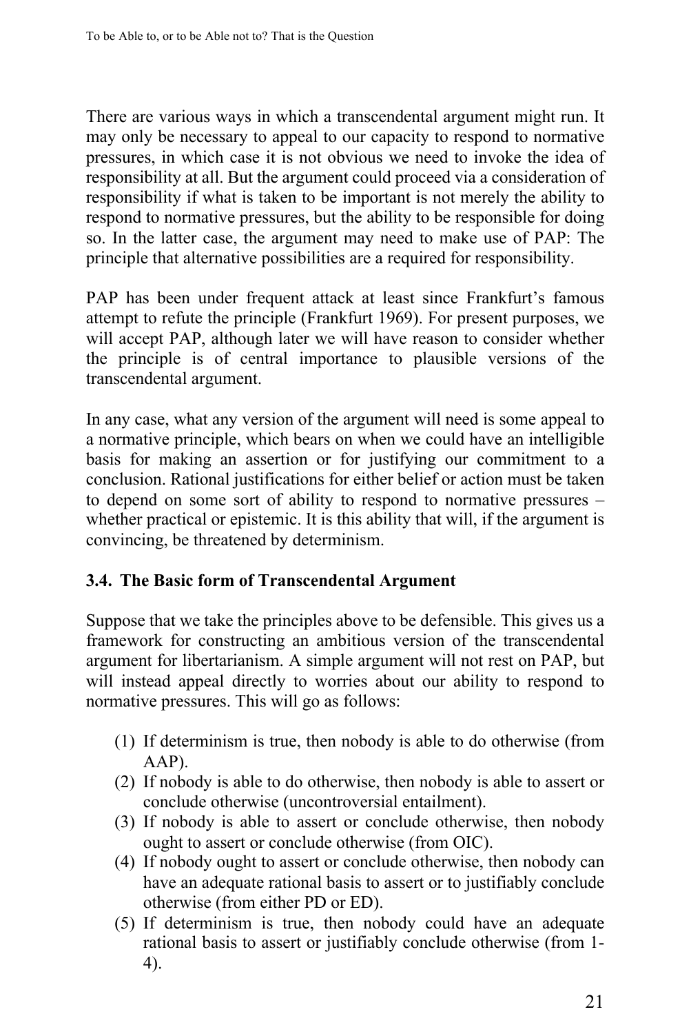There are various ways in which a transcendental argument might run. It may only be necessary to appeal to our capacity to respond to normative pressures, in which case it is not obvious we need to invoke the idea of responsibility at all. But the argument could proceed via a consideration of responsibility if what is taken to be important is not merely the ability to respond to normative pressures, but the ability to be responsible for doing so. In the latter case, the argument may need to make use of PAP: The principle that alternative possibilities are a required for responsibility.

PAP has been under frequent attack at least since Frankfurt's famous attempt to refute the principle (Frankfurt 1969). For present purposes, we will accept PAP, although later we will have reason to consider whether the principle is of central importance to plausible versions of the transcendental argument.

In any case, what any version of the argument will need is some appeal to a normative principle, which bears on when we could have an intelligible basis for making an assertion or for justifying our commitment to a conclusion. Rational justifications for either belief or action must be taken to depend on some sort of ability to respond to normative pressures – whether practical or epistemic. It is this ability that will, if the argument is convincing, be threatened by determinism.

### 3.4. The Basic form of Transcendental Argument

Suppose that we take the principles above to be defensible. This gives us a framework for constructing an ambitious version of the transcendental argument for libertarianism. A simple argument will not rest on PAP, but will instead appeal directly to worries about our ability to respond to normative pressures. This will go as follows:

(1) If determinism is true, then nobody is able to do otherwise (from AAP).
(2) If nobody is able to do otherwise, then nobody is able to assert or conclude otherwise (uncontroversial entailment).
(3) If nobody is able to assert or conclude otherwise, then nobody ought to assert or conclude otherwise (from OIC).
(4) If nobody ought to assert or conclude otherwise, then nobody can have an adequate rational basis to assert or to justifiably conclude otherwise (from either PD or ED).
(5) If determinism is true, then nobody could have an adequate rational basis to assert or justifiably conclude otherwise (from 1-4).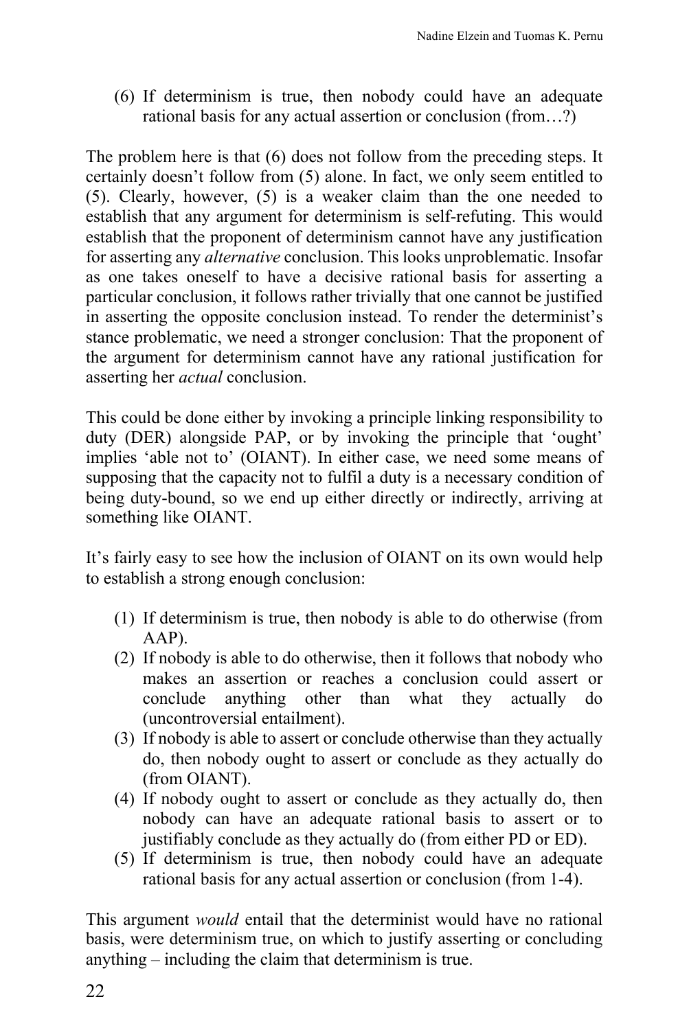(6) If determinism is true, then nobody could have an adequate rational basis for any actual assertion or conclusion (from…?)

The problem here is that (6) does not follow from the preceding steps. It certainly doesn't follow from (5) alone. In fact, we only seem entitled to (5). Clearly, however, (5) is a weaker claim than the one needed to establish that any argument for determinism is self-refuting. This would establish that the proponent of determinism cannot have any justification for asserting any *alternative* conclusion. This looks unproblematic. Insofar as one takes oneself to have a decisive rational basis for asserting a particular conclusion, it follows rather trivially that one cannot be justified in asserting the opposite conclusion instead. To render the determinist's stance problematic, we need a stronger conclusion: That the proponent of the argument for determinism cannot have any rational justification for asserting her *actual* conclusion.

This could be done either by invoking a principle linking responsibility to duty (DER) alongside PAP, or by invoking the principle that 'ought' implies 'able not to' (OIANT). In either case, we need some means of supposing that the capacity not to fulfil a duty is a necessary condition of being duty-bound, so we end up either directly or indirectly, arriving at something like OIANT.

It's fairly easy to see how the inclusion of OIANT on its own would help to establish a strong enough conclusion:

(1) If determinism is true, then nobody is able to do otherwise (from AAP).
(2) If nobody is able to do otherwise, then it follows that nobody who makes an assertion or reaches a conclusion could assert or conclude anything other than what they actually do (uncontroversial entailment).
(3) If nobody is able to assert or conclude otherwise than they actually do, then nobody ought to assert or conclude as they actually do (from OIANT).
(4) If nobody ought to assert or conclude as they actually do, then nobody can have an adequate rational basis to assert or to justifiably conclude as they actually do (from either PD or ED).
(5) If determinism is true, then nobody could have an adequate rational basis for any actual assertion or conclusion (from 1-4).

This argument *would* entail that the determinist would have no rational basis, were determinism true, on which to justify asserting or concluding anything – including the claim that determinism is true.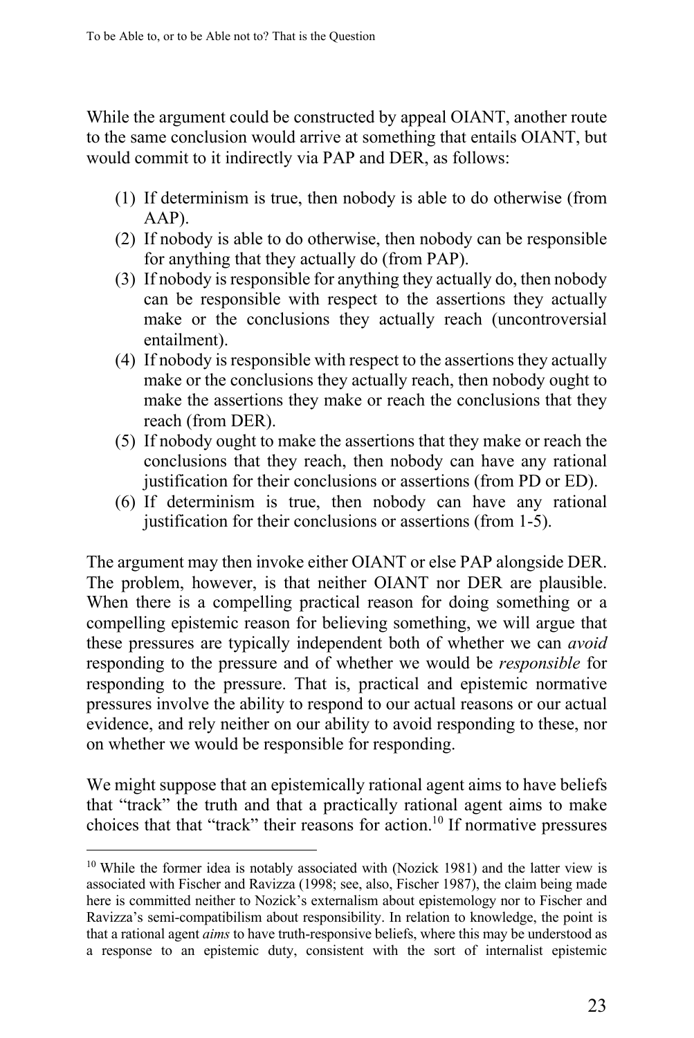While the argument could be constructed by appeal OIANT, another route to the same conclusion would arrive at something that entails OIANT, but would commit to it indirectly via PAP and DER, as follows:

1. If determinism is true, then nobody is able to do otherwise (from AAP).
2. If nobody is able to do otherwise, then nobody can be responsible for anything that they actually do (from PAP).
3. If nobody is responsible for anything they actually do, then nobody can be responsible with respect to the assertions they actually make or the conclusions they actually reach (uncontroversial entailment).
4. If nobody is responsible with respect to the assertions they actually make or the conclusions they actually reach, then nobody ought to make the assertions they make or reach the conclusions that they reach (from DER).
5. If nobody ought to make the assertions that they make or reach the conclusions that they reach, then nobody can have any rational justification for their conclusions or assertions (from PD or ED).
6. If determinism is true, then nobody can have any rational justification for their conclusions or assertions (from 1-5).

The argument may then invoke either OIANT or else PAP alongside DER. The problem, however, is that neither OIANT nor DER are plausible. When there is a compelling practical reason for doing something or a compelling epistemic reason for believing something, we will argue that these pressures are typically independent both of whether we can *avoid* responding to the pressure and of whether we would be *responsible* for responding to the pressure. That is, practical and epistemic normative pressures involve the ability to respond to our actual reasons or our actual evidence, and rely neither on our ability to avoid responding to these, nor on whether we would be responsible for responding.

We might suppose that an epistemically rational agent aims to have beliefs that "track" the truth and that a practically rational agent aims to make choices that that "track" their reasons for action.[10] If normative pressures

[10] While the former idea is notably associated with (Nozick 1981) and the latter view is associated with Fischer and Ravizza (1998; see, also, Fischer 1987), the claim being made here is committed neither to Nozick's externalism about epistemology nor to Fischer and Ravizza's semi-compatibilism about responsibility. In relation to knowledge, the point is that a rational agent *aims* to have truth-responsive beliefs, where this may be understood as a response to an epistemic duty, consistent with the sort of internalist epistemic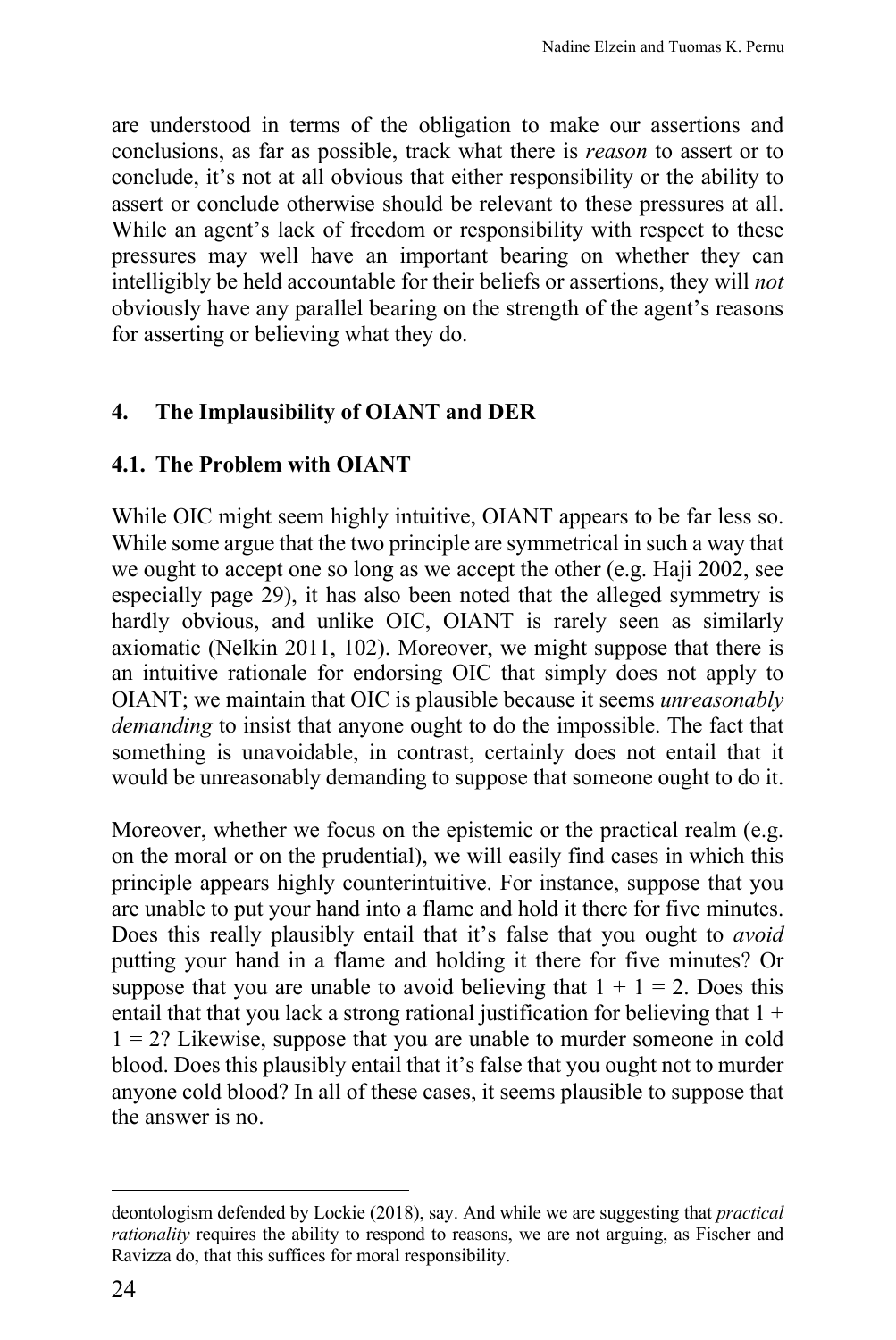are understood in terms of the obligation to make our assertions and conclusions, as far as possible, track what there is *reason* to assert or to conclude, it's not at all obvious that either responsibility or the ability to assert or conclude otherwise should be relevant to these pressures at all. While an agent's lack of freedom or responsibility with respect to these pressures may well have an important bearing on whether they can intelligibly be held accountable for their beliefs or assertions, they will *not* obviously have any parallel bearing on the strength of the agent's reasons for asserting or believing what they do.

## 4. The Implausibility of OIANT and DER

### 4.1. The Problem with OIANT

While OIC might seem highly intuitive, OIANT appears to be far less so. While some argue that the two principle are symmetrical in such a way that we ought to accept one so long as we accept the other (e.g. Haji 2002, see especially page 29), it has also been noted that the alleged symmetry is hardly obvious, and unlike OIC, OIANT is rarely seen as similarly axiomatic (Nelkin 2011, 102). Moreover, we might suppose that there is an intuitive rationale for endorsing OIC that simply does not apply to OIANT; we maintain that OIC is plausible because it seems *unreasonably demanding* to insist that anyone ought to do the impossible. The fact that something is unavoidable, in contrast, certainly does not entail that it would be unreasonably demanding to suppose that someone ought to do it.

Moreover, whether we focus on the epistemic or the practical realm (e.g. on the moral or on the prudential), we will easily find cases in which this principle appears highly counterintuitive. For instance, suppose that you are unable to put your hand into a flame and hold it there for five minutes. Does this really plausibly entail that it's false that you ought to *avoid* putting your hand in a flame and holding it there for five minutes? Or suppose that you are unable to avoid believing that $1 + 1 = 2$. Does this entail that that you lack a strong rational justification for believing that $1 + 1 = 2$? Likewise, suppose that you are unable to murder someone in cold blood. Does this plausibly entail that it's false that you ought not to murder anyone cold blood? In all of these cases, it seems plausible to suppose that the answer is no.

---

deontologism defended by Lockie (2018), say. And while we are suggesting that *practical rationality* requires the ability to respond to reasons, we are not arguing, as Fischer and Ravizza do, that this suffices for moral responsibility.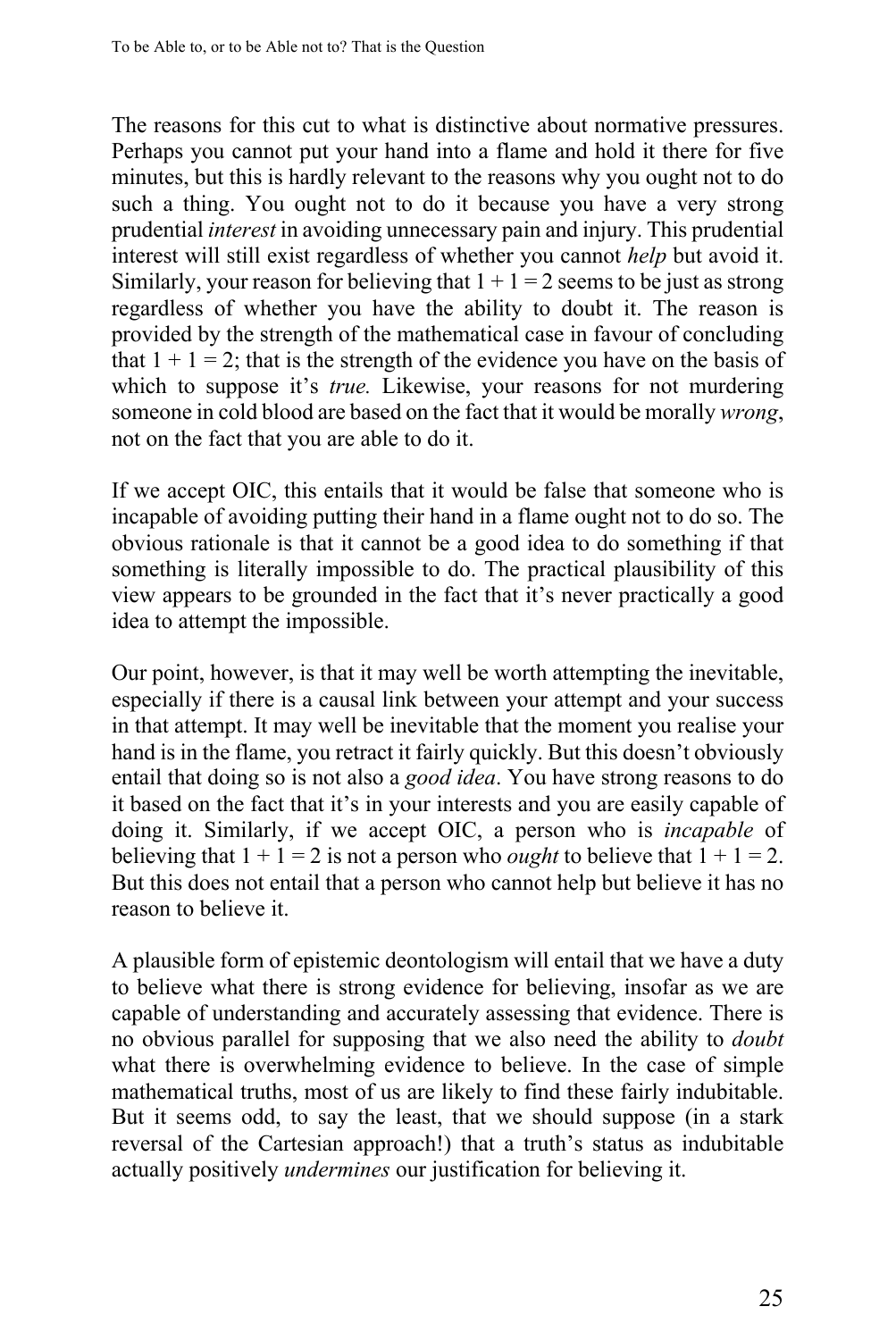The reasons for this cut to what is distinctive about normative pressures. Perhaps you cannot put your hand into a flame and hold it there for five minutes, but this is hardly relevant to the reasons why you ought not to do such a thing. You ought not to do it because you have a very strong prudential *interest* in avoiding unnecessary pain and injury. This prudential interest will still exist regardless of whether you cannot *help* but avoid it. Similarly, your reason for believing that $1 + 1 = 2$ seems to be just as strong regardless of whether you have the ability to doubt it. The reason is provided by the strength of the mathematical case in favour of concluding that $1 + 1 = 2$; that is the strength of the evidence you have on the basis of which to suppose it's *true.* Likewise, your reasons for not murdering someone in cold blood are based on the fact that it would be morally *wrong*, not on the fact that you are able to do it.

If we accept OIC, this entails that it would be false that someone who is incapable of avoiding putting their hand in a flame ought not to do so. The obvious rationale is that it cannot be a good idea to do something if that something is literally impossible to do. The practical plausibility of this view appears to be grounded in the fact that it's never practically a good idea to attempt the impossible.

Our point, however, is that it may well be worth attempting the inevitable, especially if there is a causal link between your attempt and your success in that attempt. It may well be inevitable that the moment you realise your hand is in the flame, you retract it fairly quickly. But this doesn't obviously entail that doing so is not also a *good idea*. You have strong reasons to do it based on the fact that it's in your interests and you are easily capable of doing it. Similarly, if we accept OIC, a person who is *incapable* of believing that $1 + 1 = 2$ is not a person who *ought* to believe that $1 + 1 = 2$. But this does not entail that a person who cannot help but believe it has no reason to believe it.

A plausible form of epistemic deontologism will entail that we have a duty to believe what there is strong evidence for believing, insofar as we are capable of understanding and accurately assessing that evidence. There is no obvious parallel for supposing that we also need the ability to *doubt* what there is overwhelming evidence to believe. In the case of simple mathematical truths, most of us are likely to find these fairly indubitable. But it seems odd, to say the least, that we should suppose (in a stark reversal of the Cartesian approach!) that a truth's status as indubitable actually positively *undermines* our justification for believing it.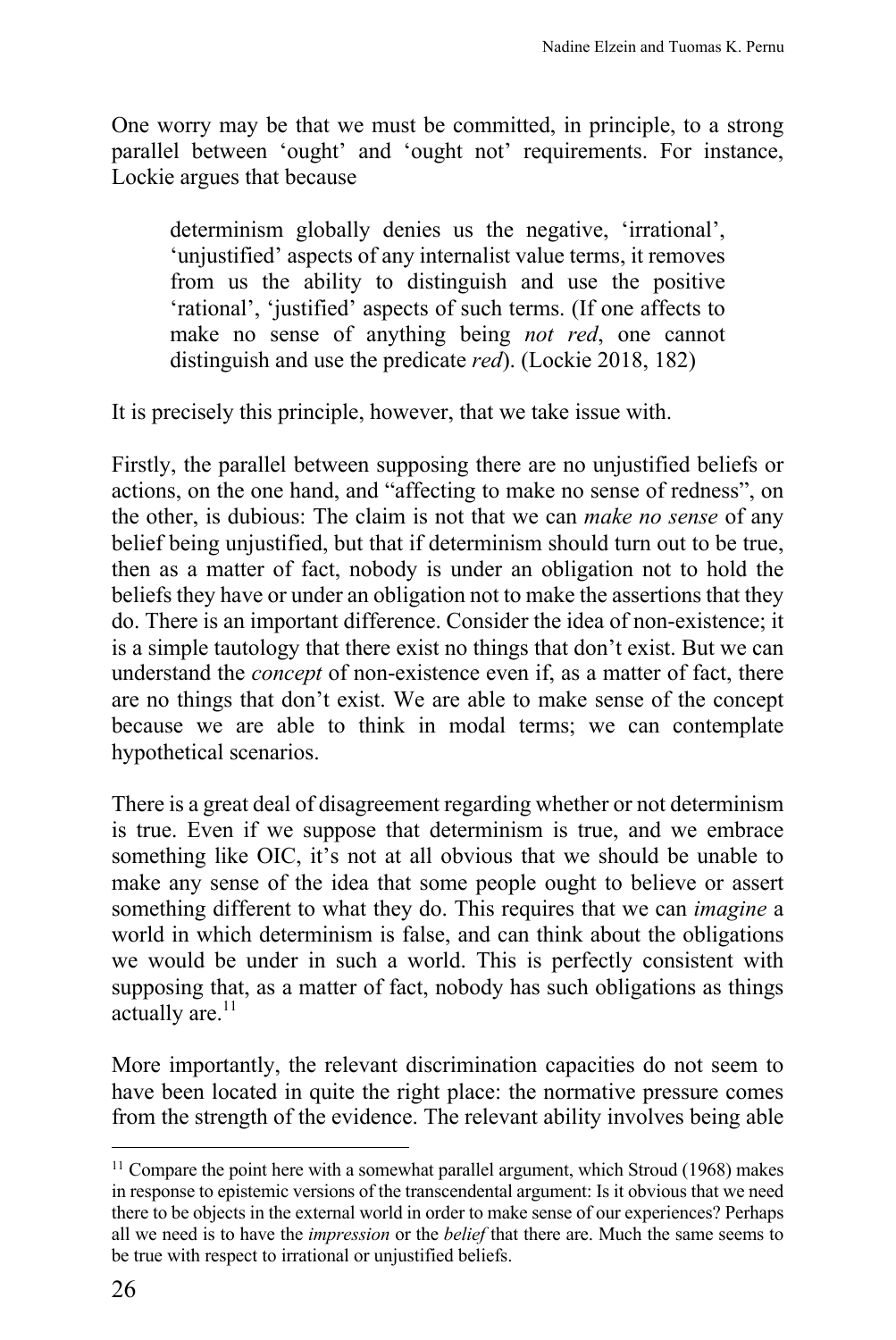One worry may be that we must be committed, in principle, to a strong parallel between 'ought' and 'ought not' requirements. For instance, Lockie argues that because

> determinism globally denies us the negative, 'irrational', 'unjustified' aspects of any internalist value terms, it removes from us the ability to distinguish and use the positive 'rational', 'justified' aspects of such terms. (If one affects to make no sense of anything being *not red*, one cannot distinguish and use the predicate *red*). (Lockie 2018, 182)

It is precisely this principle, however, that we take issue with.

Firstly, the parallel between supposing there are no unjustified beliefs or actions, on the one hand, and "affecting to make no sense of redness", on the other, is dubious: The claim is not that we can *make no sense* of any belief being unjustified, but that if determinism should turn out to be true, then as a matter of fact, nobody is under an obligation not to hold the beliefs they have or under an obligation not to make the assertions that they do. There is an important difference. Consider the idea of non-existence; it is a simple tautology that there exist no things that don't exist. But we can understand the *concept* of non-existence even if, as a matter of fact, there are no things that don't exist. We are able to make sense of the concept because we are able to think in modal terms; we can contemplate hypothetical scenarios.

There is a great deal of disagreement regarding whether or not determinism is true. Even if we suppose that determinism is true, and we embrace something like OIC, it's not at all obvious that we should be unable to make any sense of the idea that some people ought to believe or assert something different to what they do. This requires that we can *imagine* a world in which determinism is false, and can think about the obligations we would be under in such a world. This is perfectly consistent with supposing that, as a matter of fact, nobody has such obligations as things actually are.[11]

More importantly, the relevant discrimination capacities do not seem to have been located in quite the right place: the normative pressure comes from the strength of the evidence. The relevant ability involves being able

[11] Compare the point here with a somewhat parallel argument, which Stroud (1968) makes in response to epistemic versions of the transcendental argument: Is it obvious that we need there to be objects in the external world in order to make sense of our experiences? Perhaps all we need is to have the *impression* or the *belief* that there are. Much the same seems to be true with respect to irrational or unjustified beliefs.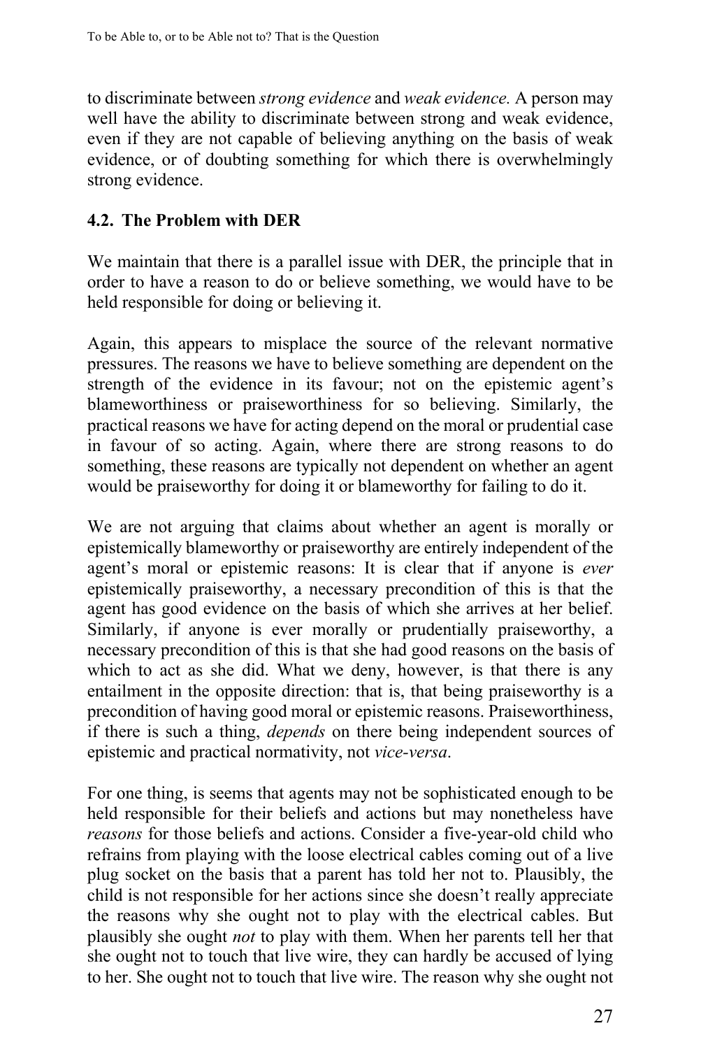to discriminate between *strong evidence* and *weak evidence.* A person may well have the ability to discriminate between strong and weak evidence, even if they are not capable of believing anything on the basis of weak evidence, or of doubting something for which there is overwhelmingly strong evidence.

### 4.2. The Problem with DER

We maintain that there is a parallel issue with DER, the principle that in order to have a reason to do or believe something, we would have to be held responsible for doing or believing it.

Again, this appears to misplace the source of the relevant normative pressures. The reasons we have to believe something are dependent on the strength of the evidence in its favour; not on the epistemic agent's blameworthiness or praiseworthiness for so believing. Similarly, the practical reasons we have for acting depend on the moral or prudential case in favour of so acting. Again, where there are strong reasons to do something, these reasons are typically not dependent on whether an agent would be praiseworthy for doing it or blameworthy for failing to do it.

We are not arguing that claims about whether an agent is morally or epistemically blameworthy or praiseworthy are entirely independent of the agent's moral or epistemic reasons: It is clear that if anyone is *ever* epistemically praiseworthy, a necessary precondition of this is that the agent has good evidence on the basis of which she arrives at her belief. Similarly, if anyone is ever morally or prudentially praiseworthy, a necessary precondition of this is that she had good reasons on the basis of which to act as she did. What we deny, however, is that there is any entailment in the opposite direction: that is, that being praiseworthy is a precondition of having good moral or epistemic reasons. Praiseworthiness, if there is such a thing, *depends* on there being independent sources of epistemic and practical normativity, not *vice-versa*.

For one thing, is seems that agents may not be sophisticated enough to be held responsible for their beliefs and actions but may nonetheless have *reasons* for those beliefs and actions. Consider a five-year-old child who refrains from playing with the loose electrical cables coming out of a live plug socket on the basis that a parent has told her not to. Plausibly, the child is not responsible for her actions since she doesn't really appreciate the reasons why she ought not to play with the electrical cables. But plausibly she ought *not* to play with them. When her parents tell her that she ought not to touch that live wire, they can hardly be accused of lying to her. She ought not to touch that live wire. The reason why she ought not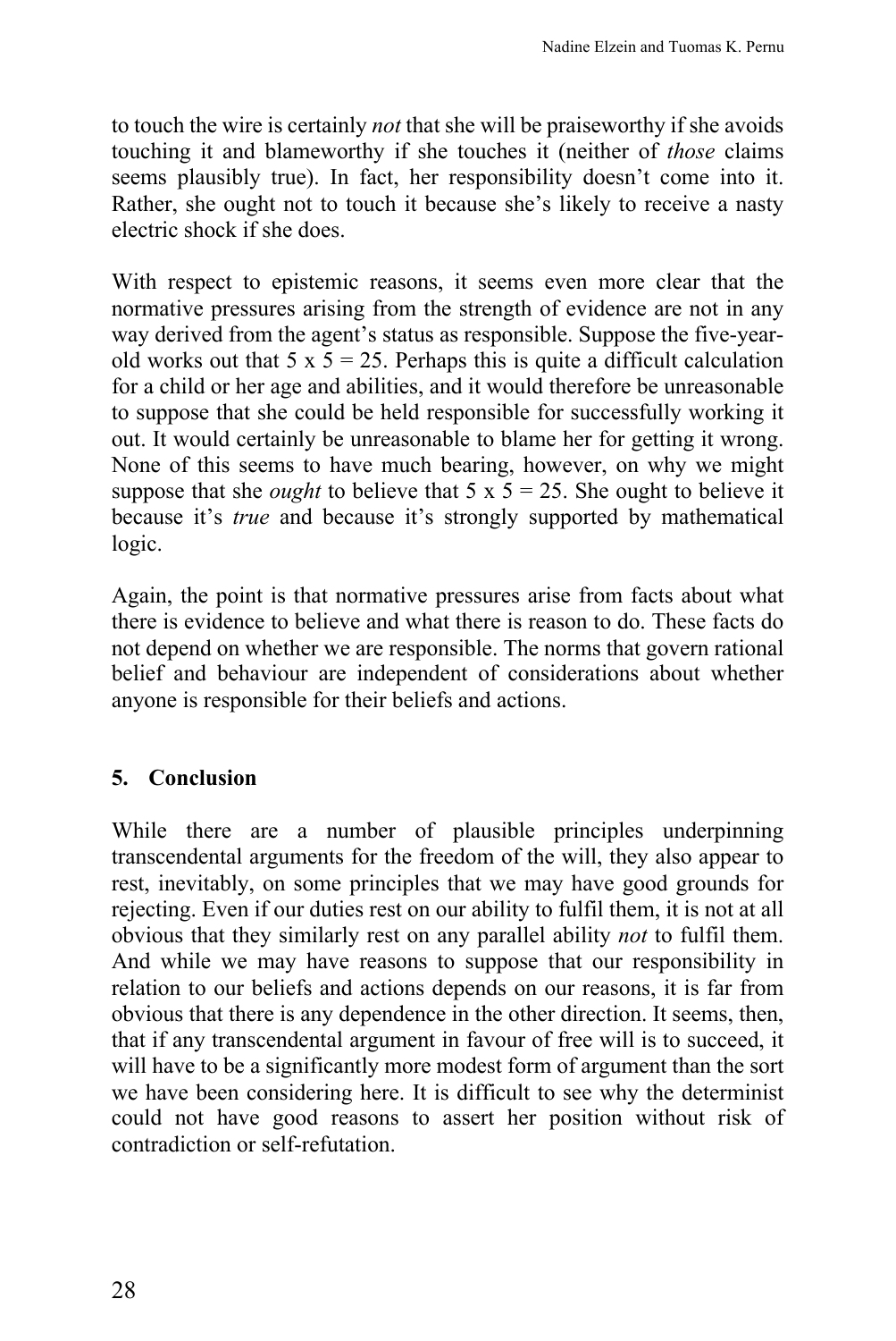to touch the wire is certainly *not* that she will be praiseworthy if she avoids touching it and blameworthy if she touches it (neither of *those* claims seems plausibly true). In fact, her responsibility doesn't come into it. Rather, she ought not to touch it because she's likely to receive a nasty electric shock if she does.

With respect to epistemic reasons, it seems even more clear that the normative pressures arising from the strength of evidence are not in any way derived from the agent's status as responsible. Suppose the five-year-old works out that $5 \times 5 = 25$. Perhaps this is quite a difficult calculation for a child or her age and abilities, and it would therefore be unreasonable to suppose that she could be held responsible for successfully working it out. It would certainly be unreasonable to blame her for getting it wrong. None of this seems to have much bearing, however, on why we might suppose that she *ought* to believe that $5 \times 5 = 25$. She ought to believe it because it's *true* and because it's strongly supported by mathematical logic.

Again, the point is that normative pressures arise from facts about what there is evidence to believe and what there is reason to do. These facts do not depend on whether we are responsible. The norms that govern rational belief and behaviour are independent of considerations about whether anyone is responsible for their beliefs and actions.

## 5. Conclusion

While there are a number of plausible principles underpinning transcendental arguments for the freedom of the will, they also appear to rest, inevitably, on some principles that we may have good grounds for rejecting. Even if our duties rest on our ability to fulfil them, it is not at all obvious that they similarly rest on any parallel ability *not* to fulfil them. And while we may have reasons to suppose that our responsibility in relation to our beliefs and actions depends on our reasons, it is far from obvious that there is any dependence in the other direction. It seems, then, that if any transcendental argument in favour of free will is to succeed, it will have to be a significantly more modest form of argument than the sort we have been considering here. It is difficult to see why the determinist could not have good reasons to assert her position without risk of contradiction or self-refutation.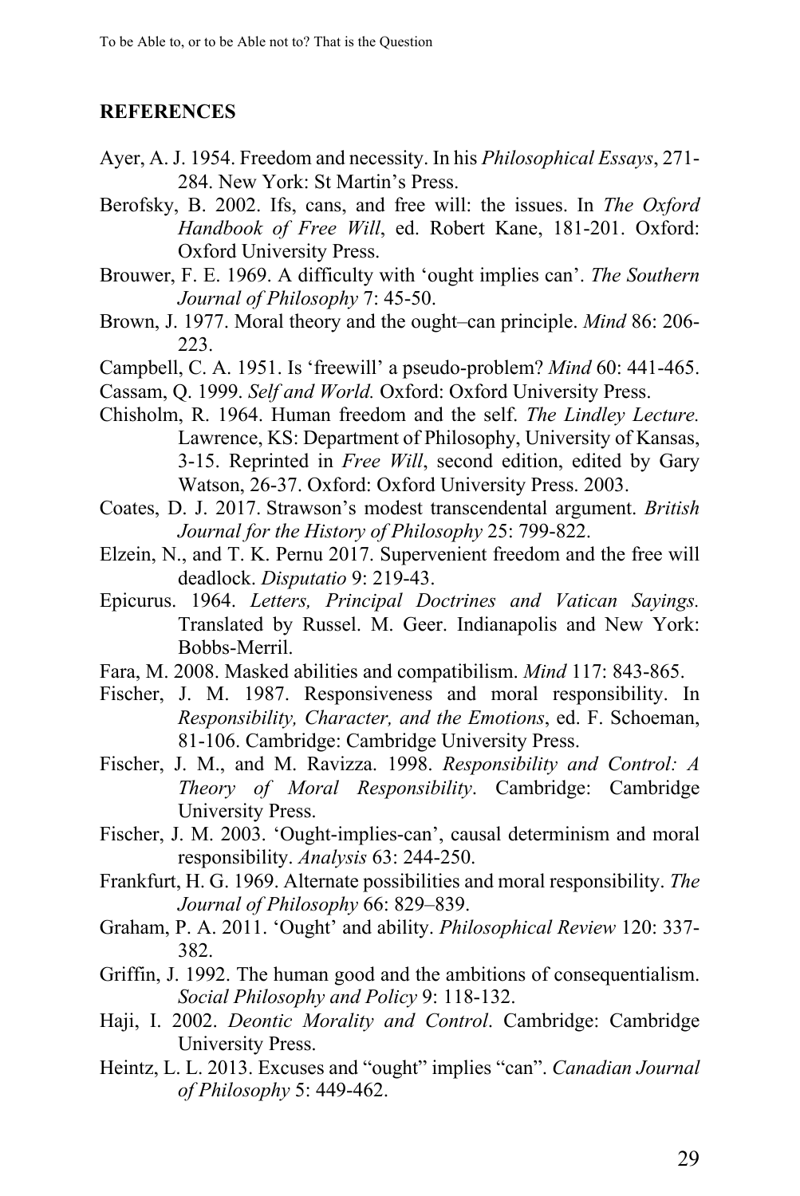## REFERENCES

Ayer, A. J. 1954. Freedom and necessity. In his *Philosophical Essays*, 271-284. New York: St Martin's Press.

Berofsky, B. 2002. Ifs, cans, and free will: the issues. In *The Oxford Handbook of Free Will*, ed. Robert Kane, 181-201. Oxford: Oxford University Press.

Brouwer, F. E. 1969. A difficulty with 'ought implies can'. *The Southern Journal of Philosophy* 7: 45-50.

Brown, J. 1977. Moral theory and the ought–can principle. *Mind* 86: 206-223.

Campbell, C. A. 1951. Is 'freewill' a pseudo-problem? *Mind* 60: 441-465.

Cassam, Q. 1999. *Self and World.* Oxford: Oxford University Press.

Chisholm, R. 1964. Human freedom and the self. *The Lindley Lecture.* Lawrence, KS: Department of Philosophy, University of Kansas, 3-15. Reprinted in *Free Will*, second edition, edited by Gary Watson, 26-37. Oxford: Oxford University Press. 2003.

Coates, D. J. 2017. Strawson's modest transcendental argument. *British Journal for the History of Philosophy* 25: 799-822.

Elzein, N., and T. K. Pernu 2017. Supervenient freedom and the free will deadlock. *Disputatio* 9: 219-43.

Epicurus. 1964. *Letters, Principal Doctrines and Vatican Sayings.* Translated by Russel. M. Geer. Indianapolis and New York: Bobbs-Merril.

Fara, M. 2008. Masked abilities and compatibilism. *Mind* 117: 843-865.

Fischer, J. M. 1987. Responsiveness and moral responsibility. In *Responsibility, Character, and the Emotions*, ed. F. Schoeman, 81-106. Cambridge: Cambridge University Press.

Fischer, J. M., and M. Ravizza. 1998. *Responsibility and Control: A Theory of Moral Responsibility*. Cambridge: Cambridge University Press.

Fischer, J. M. 2003. 'Ought-implies-can', causal determinism and moral responsibility. *Analysis* 63: 244-250.

Frankfurt, H. G. 1969. Alternate possibilities and moral responsibility. *The Journal of Philosophy* 66: 829–839.

Graham, P. A. 2011. 'Ought' and ability. *Philosophical Review* 120: 337-382.

Griffin, J. 1992. The human good and the ambitions of consequentialism. *Social Philosophy and Policy* 9: 118-132.

Haji, I. 2002. *Deontic Morality and Control*. Cambridge: Cambridge University Press.

Heintz, L. L. 2013. Excuses and "ought" implies "can". *Canadian Journal of Philosophy* 5: 449-462.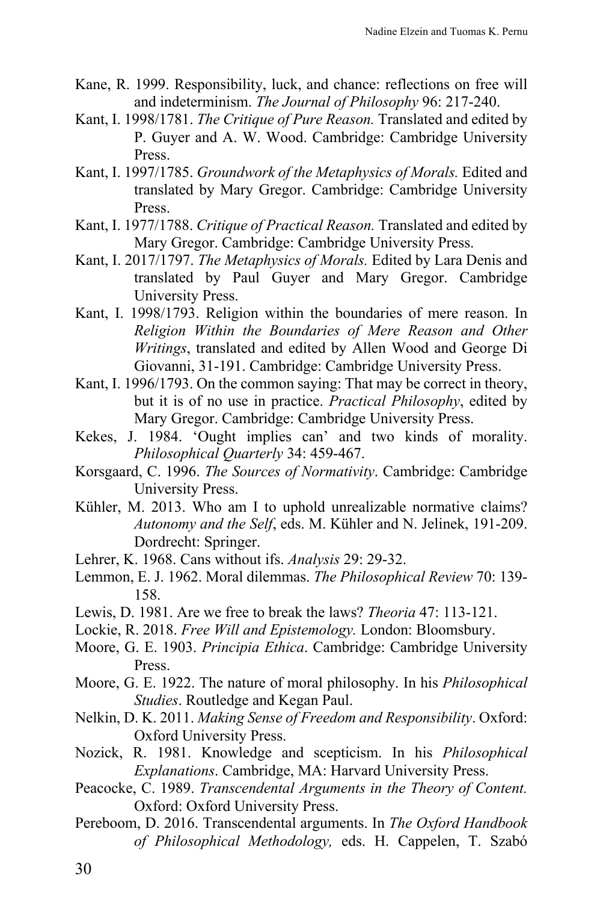Kane, R. 1999. Responsibility, luck, and chance: reflections on free will and indeterminism. *The Journal of Philosophy* 96: 217-240.

Kant, I. 1998/1781. *The Critique of Pure Reason.* Translated and edited by P. Guyer and A. W. Wood. Cambridge: Cambridge University Press.

Kant, I. 1997/1785. *Groundwork of the Metaphysics of Morals.* Edited and translated by Mary Gregor. Cambridge: Cambridge University Press.

Kant, I. 1977/1788. *Critique of Practical Reason.* Translated and edited by Mary Gregor. Cambridge: Cambridge University Press.

Kant, I. 2017/1797. *The Metaphysics of Morals.* Edited by Lara Denis and translated by Paul Guyer and Mary Gregor. Cambridge University Press.

Kant, I. 1998/1793. Religion within the boundaries of mere reason. In *Religion Within the Boundaries of Mere Reason and Other Writings*, translated and edited by Allen Wood and George Di Giovanni, 31-191. Cambridge: Cambridge University Press.

Kant, I. 1996/1793. On the common saying: That may be correct in theory, but it is of no use in practice. *Practical Philosophy*, edited by Mary Gregor. Cambridge: Cambridge University Press.

Kekes, J. 1984. 'Ought implies can' and two kinds of morality. *Philosophical Quarterly* 34: 459-467.

Korsgaard, C. 1996. *The Sources of Normativity*. Cambridge: Cambridge University Press.

Kühler, M. 2013. Who am I to uphold unrealizable normative claims? *Autonomy and the Self*, eds. M. Kühler and N. Jelinek, 191-209. Dordrecht: Springer.

Lehrer, K. 1968. Cans without ifs. *Analysis* 29: 29-32.

Lemmon, E. J. 1962. Moral dilemmas. *The Philosophical Review* 70: 139-158.

Lewis, D. 1981. Are we free to break the laws? *Theoria* 47: 113-121.

Lockie, R. 2018. *Free Will and Epistemology.* London: Bloomsbury.

Moore, G. E. 1903. *Principia Ethica*. Cambridge: Cambridge University Press.

Moore, G. E. 1922. The nature of moral philosophy. In his *Philosophical Studies*. Routledge and Kegan Paul.

Nelkin, D. K. 2011. *Making Sense of Freedom and Responsibility*. Oxford: Oxford University Press.

Nozick, R. 1981. Knowledge and scepticism. In his *Philosophical Explanations*. Cambridge, MA: Harvard University Press.

Peacocke, C. 1989. *Transcendental Arguments in the Theory of Content.* Oxford: Oxford University Press.

Pereboom, D. 2016. Transcendental arguments. In *The Oxford Handbook of Philosophical Methodology,* eds. H. Cappelen, T. Szabó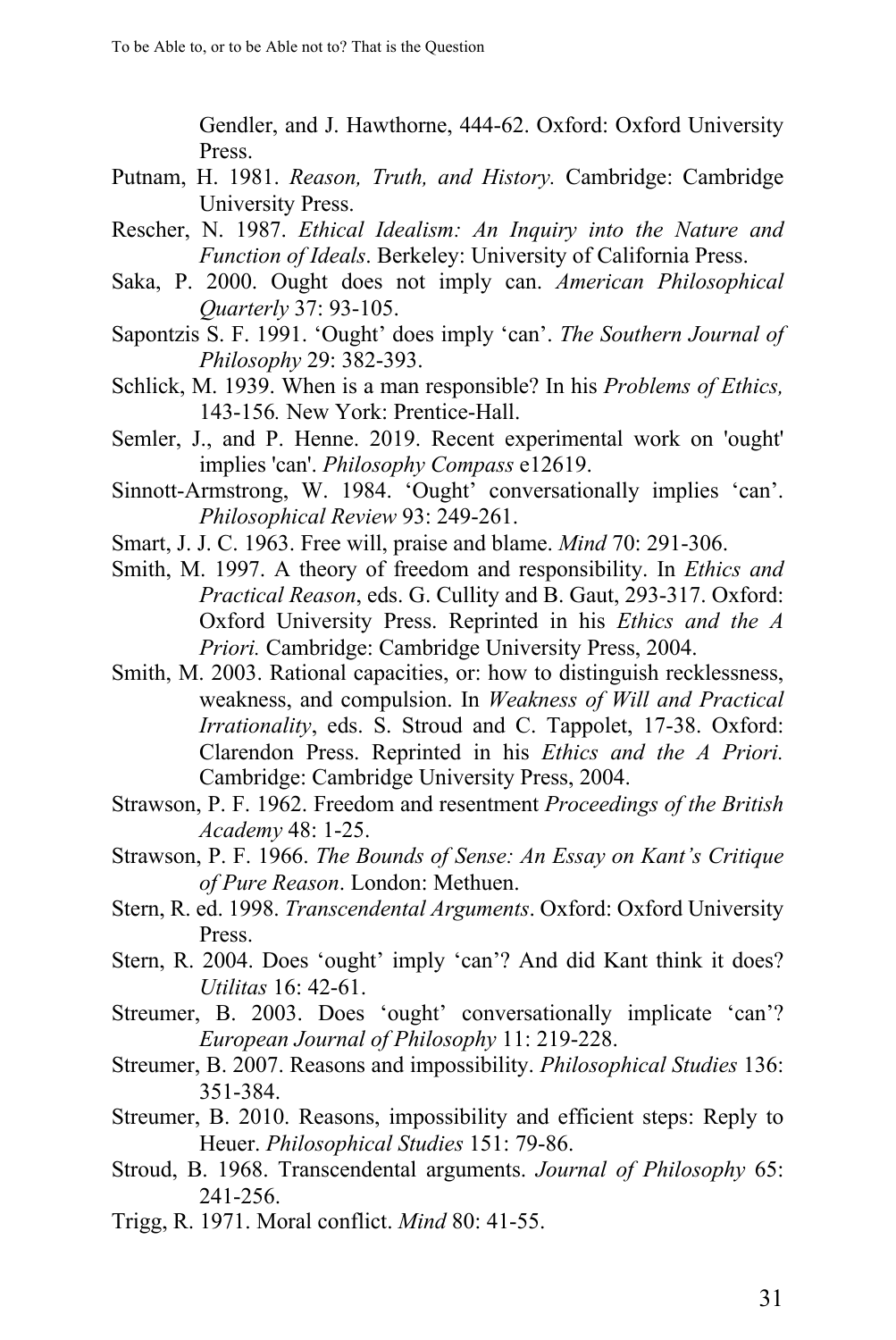Gendler, and J. Hawthorne, 444-62. Oxford: Oxford University Press.

Putnam, H. 1981. *Reason, Truth, and History.* Cambridge: Cambridge University Press.

Rescher, N. 1987. *Ethical Idealism: An Inquiry into the Nature and Function of Ideals*. Berkeley: University of California Press.

Saka, P. 2000. Ought does not imply can. *American Philosophical Quarterly* 37: 93-105.

Sapontzis S. F. 1991. 'Ought' does imply 'can'. *The Southern Journal of Philosophy* 29: 382-393.

Schlick, M. 1939. When is a man responsible? In his *Problems of Ethics,* 143-156*.* New York: Prentice-Hall.

Semler, J., and P. Henne. 2019. Recent experimental work on 'ought' implies 'can'. *Philosophy Compass* e12619.

Sinnott-Armstrong, W. 1984. 'Ought' conversationally implies 'can'. *Philosophical Review* 93: 249-261.

Smart, J. J. C. 1963. Free will, praise and blame. *Mind* 70: 291-306.

Smith, M. 1997. A theory of freedom and responsibility. In *Ethics and Practical Reason*, eds. G. Cullity and B. Gaut, 293-317. Oxford: Oxford University Press. Reprinted in his *Ethics and the A Priori.* Cambridge: Cambridge University Press, 2004.

Smith, M. 2003. Rational capacities, or: how to distinguish recklessness, weakness, and compulsion. In *Weakness of Will and Practical Irrationality*, eds. S. Stroud and C. Tappolet, 17-38. Oxford: Clarendon Press. Reprinted in his *Ethics and the A Priori.* Cambridge: Cambridge University Press, 2004.

Strawson, P. F. 1962. Freedom and resentment *Proceedings of the British Academy* 48: 1-25.

Strawson, P. F. 1966. *The Bounds of Sense: An Essay on Kant's Critique of Pure Reason*. London: Methuen.

Stern, R. ed. 1998. *Transcendental Arguments*. Oxford: Oxford University Press.

Stern, R. 2004. Does 'ought' imply 'can'? And did Kant think it does? *Utilitas* 16: 42-61.

Streumer, B. 2003. Does 'ought' conversationally implicate 'can'? *European Journal of Philosophy* 11: 219-228.

Streumer, B. 2007. Reasons and impossibility. *Philosophical Studies* 136: 351-384.

Streumer, B. 2010. Reasons, impossibility and efficient steps: Reply to Heuer. *Philosophical Studies* 151: 79-86.

Stroud, B. 1968. Transcendental arguments. *Journal of Philosophy* 65: 241-256.

Trigg, R. 1971. Moral conflict. *Mind* 80: 41-55.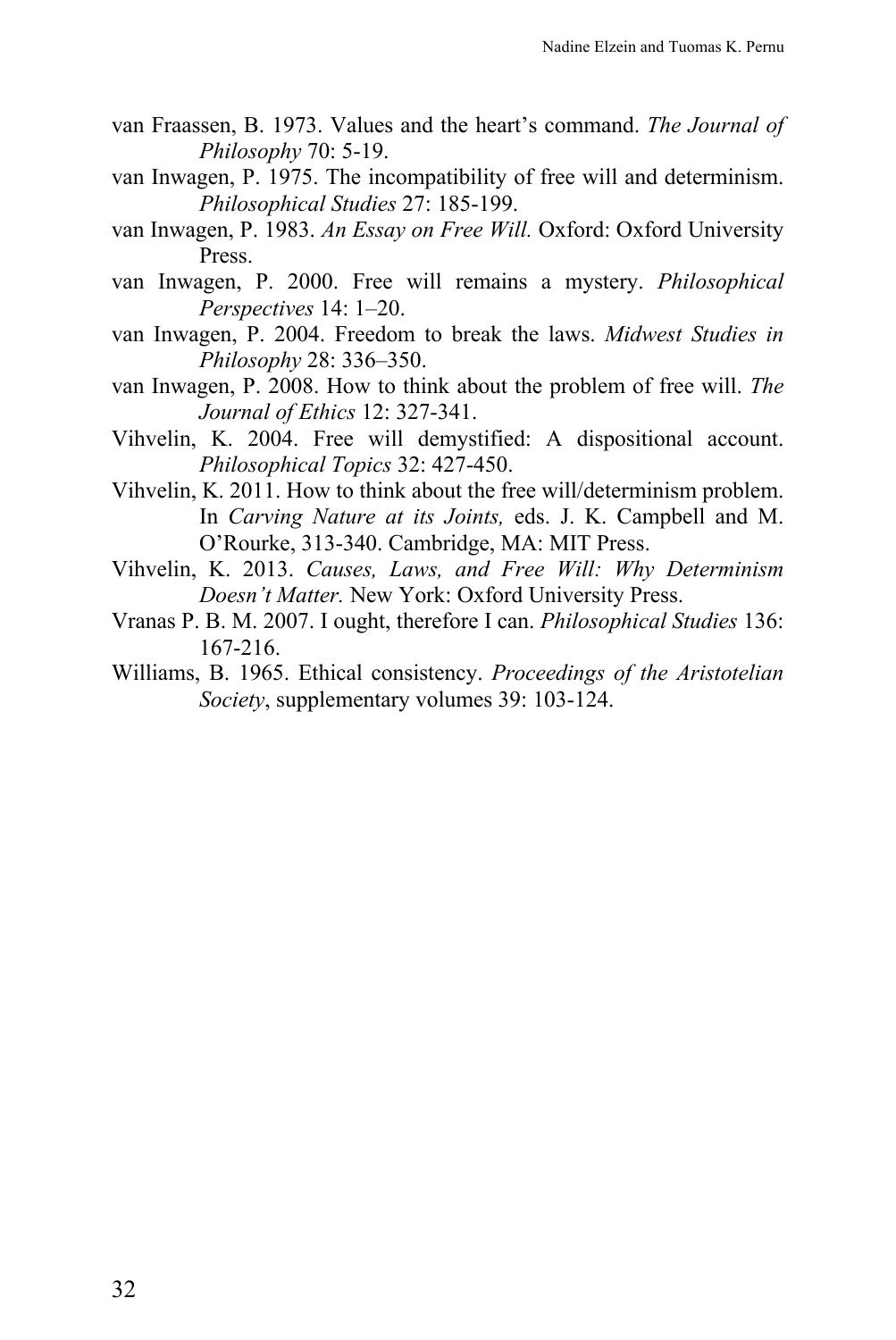van Fraassen, B. 1973. Values and the heart's command. *The Journal of Philosophy* 70: 5-19.

van Inwagen, P. 1975. The incompatibility of free will and determinism. *Philosophical Studies* 27: 185-199.

van Inwagen, P. 1983. *An Essay on Free Will.* Oxford: Oxford University Press.

van Inwagen, P. 2000. Free will remains a mystery. *Philosophical Perspectives* 14: 1–20.

van Inwagen, P. 2004. Freedom to break the laws. *Midwest Studies in Philosophy* 28: 336–350.

van Inwagen, P. 2008. How to think about the problem of free will. *The Journal of Ethics* 12: 327-341.

Vihvelin, K. 2004. Free will demystified: A dispositional account. *Philosophical Topics* 32: 427-450.

Vihvelin, K. 2011. How to think about the free will/determinism problem. In *Carving Nature at its Joints,* eds. J. K. Campbell and M. O'Rourke, 313-340. Cambridge, MA: MIT Press.

Vihvelin, K. 2013. *Causes, Laws, and Free Will: Why Determinism Doesn't Matter.* New York: Oxford University Press.

Vranas P. B. M. 2007. I ought, therefore I can. *Philosophical Studies* 136: 167-216.

Williams, B. 1965. Ethical consistency. *Proceedings of the Aristotelian Society*, supplementary volumes 39: 103-124.